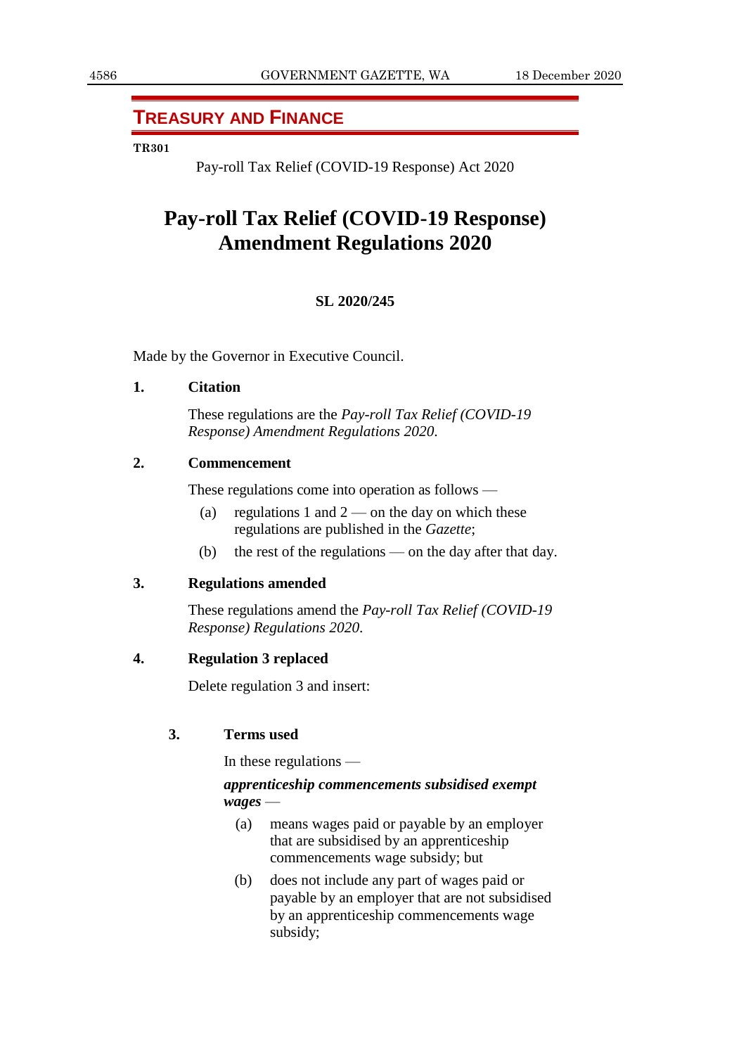## TREASURY AND FINANCE

**TR301**

Pay-roll Tax Relief (COVID-19 Response) Act 2020

# Pay-roll Tax Relief (COVID-19 Response) Amendment Regulations 2020

**SL 2020/245**

Made by the Governor in Executive Council.

**1. Citation**

These regulations are the *Pay-roll Tax Relief (COVID-19 Response) Amendment Regulations 2020*.

**2. Commencement**

These regulations come into operation as follows —

(a) regulations 1 and 2 — on the day on which these regulations are published in the *Gazette*;

(b) the rest of the regulations — on the day after that day.

**3. Regulations amended**

These regulations amend the *Pay-roll Tax Relief (COVID-19 Response) Regulations 2020*.

**4. Regulation 3 replaced**

Delete regulation 3 and insert:

**3. Terms used**

In these regulations —

***apprenticeship commencements subsidised exempt wages*** —

(a) means wages paid or payable by an employer that are subsidised by an apprenticeship commencements wage subsidy; but

(b) does not include any part of wages paid or payable by an employer that are not subsidised by an apprenticeship commencements wage subsidy;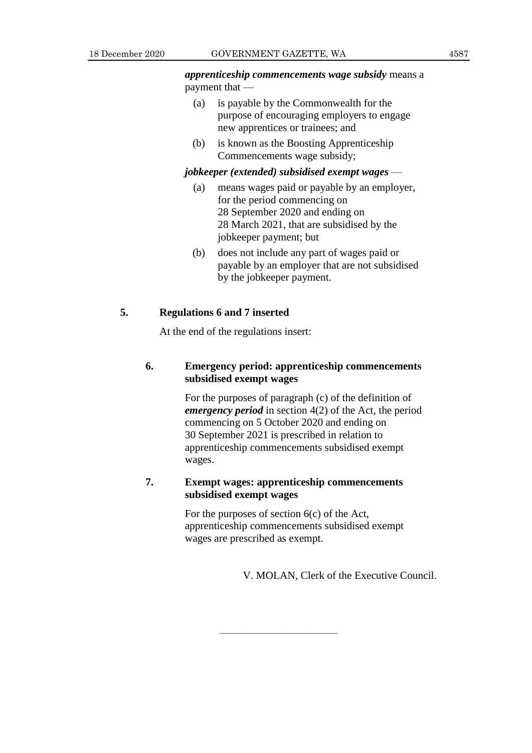***apprenticeship commencements wage subsidy*** means a payment that —

(a) is payable by the Commonwealth for the purpose of encouraging employers to engage new apprentices or trainees; and

(b) is known as the Boosting Apprenticeship Commencements wage subsidy;

***jobkeeper (extended) subsidised exempt wages*** —

(a) means wages paid or payable by an employer, for the period commencing on 28 September 2020 and ending on 28 March 2021, that are subsidised by the jobkeeper payment; but

(b) does not include any part of wages paid or payable by an employer that are not subsidised by the jobkeeper payment.

**5. Regulations 6 and 7 inserted**

At the end of the regulations insert:

**6. Emergency period: apprenticeship commencements subsidised exempt wages**

For the purposes of paragraph (c) of the definition of ***emergency period*** in section 4(2) of the Act, the period commencing on 5 October 2020 and ending on 30 September 2021 is prescribed in relation to apprenticeship commencements subsidised exempt wages.

**7. Exempt wages: apprenticeship commencements subsidised exempt wages**

For the purposes of section 6(c) of the Act, apprenticeship commencements subsidised exempt wages are prescribed as exempt.

V. MOLAN, Clerk of the Executive Council.

———————————